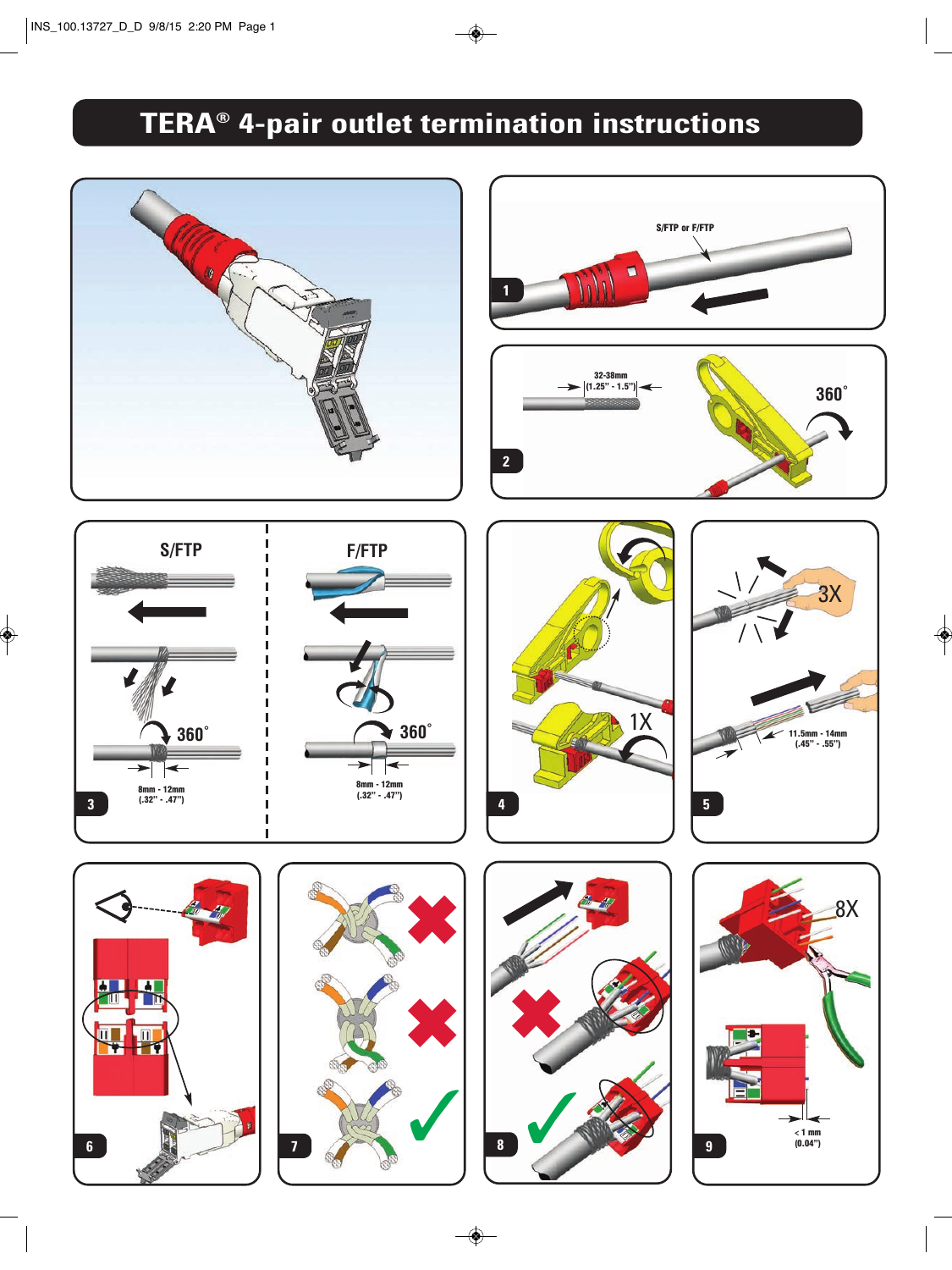# TERA® 4-pair outlet termination instructions

**1**

S/FTP or F/FTP

**2**

32-38mm (1.25" - 1.5")

360˚

**3**

S/FTP

360˚

8mm - 12mm (.32" - .47")

F/FTP

360˚

8mm - 12mm (.32" - .47")

**4**

1X

**5**

3X

11.5mm - 14mm (.45" - .55")

**6**

**7**

**8**

**9**

8X

< 1 mm (0.04")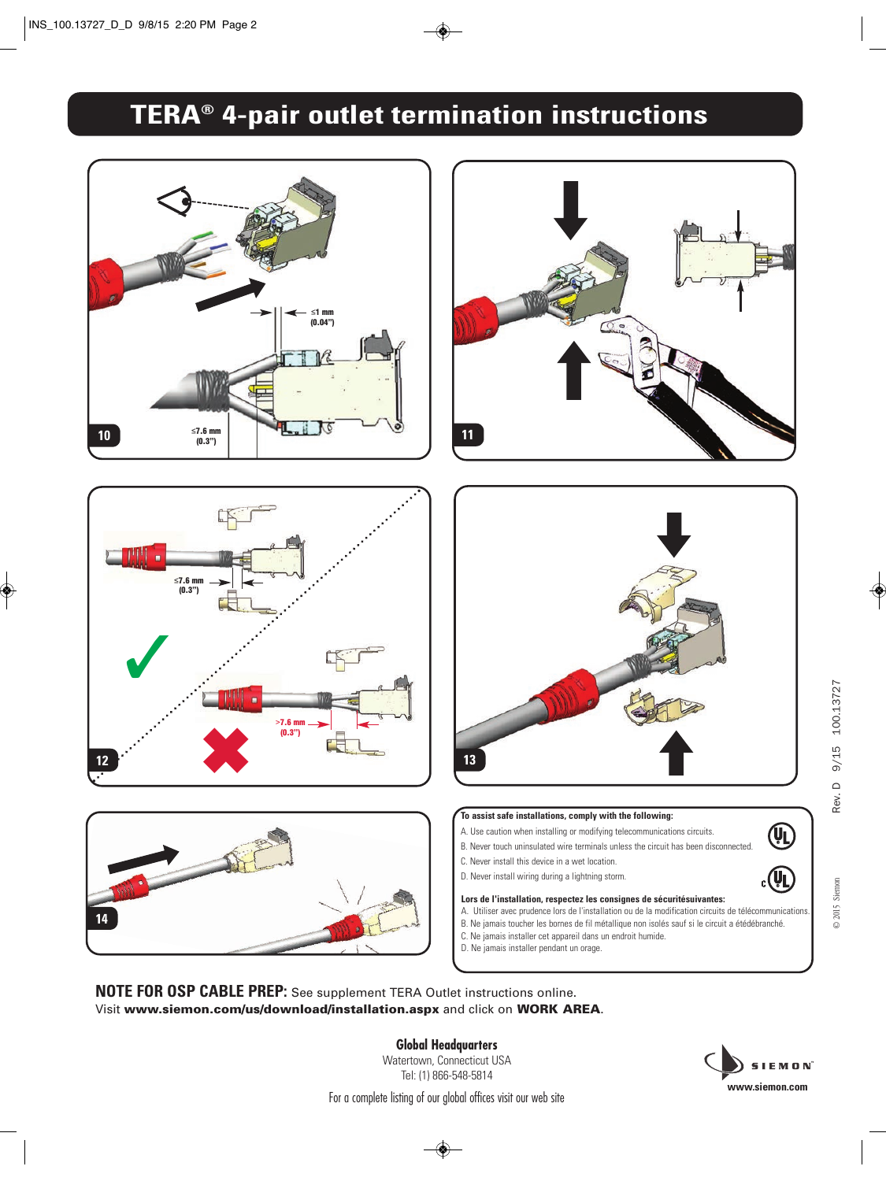# TERA® 4-pair outlet termination instructions

10

≤1 mm (0.04")

≤7.6 mm (0.3")

11

12

≤7.6 mm (0.3")

>7.6 mm (0.3")

13

14

**To assist safe installations, comply with the following:**

A. Use caution when installing or modifying telecommunications circuits.

B. Never touch uninsulated wire terminals unless the circuit has been disconnected.

C. Never install this device in a wet location.

D. Never install wiring during a lightning storm.

**Lors de l'installation, respectez les consignes de sécuritésuivantes:**

A. Utiliser avec prudence lors de l'installation ou de la modification circuits de télécommunications.

B. Ne jamais toucher les bornes de fil métallique non isolés sauf si le circuit a étédébranché.

C. Ne jamais installer cet appareil dans un endroit humide.

D. Ne jamais installer pendant un orage.

**NOTE FOR OSP CABLE PREP:** See supplement TERA Outlet instructions online.
Visit **www.siemon.com/us/download/installation.aspx** and click on **WORK AREA**.

**Global Headquarters**
Watertown, Connecticut USA
Tel: (1) 866-548-5814

For a complete listing of our global offices visit our web site

SIEMON
www.siemon.com

Rev. D 9/15 100.13727

© 2015 Siemon